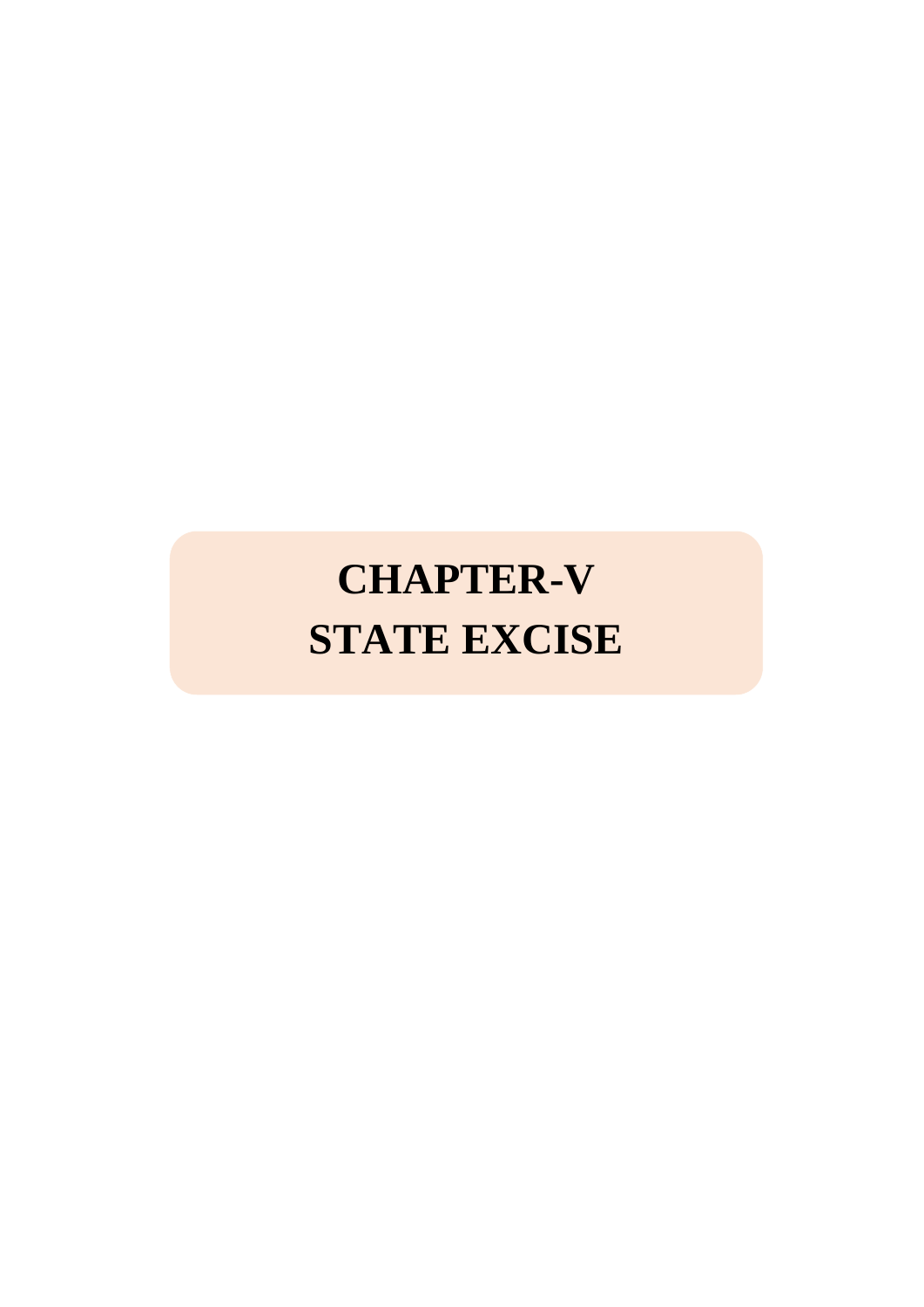# CHAPTER-V
# STATE EXCISE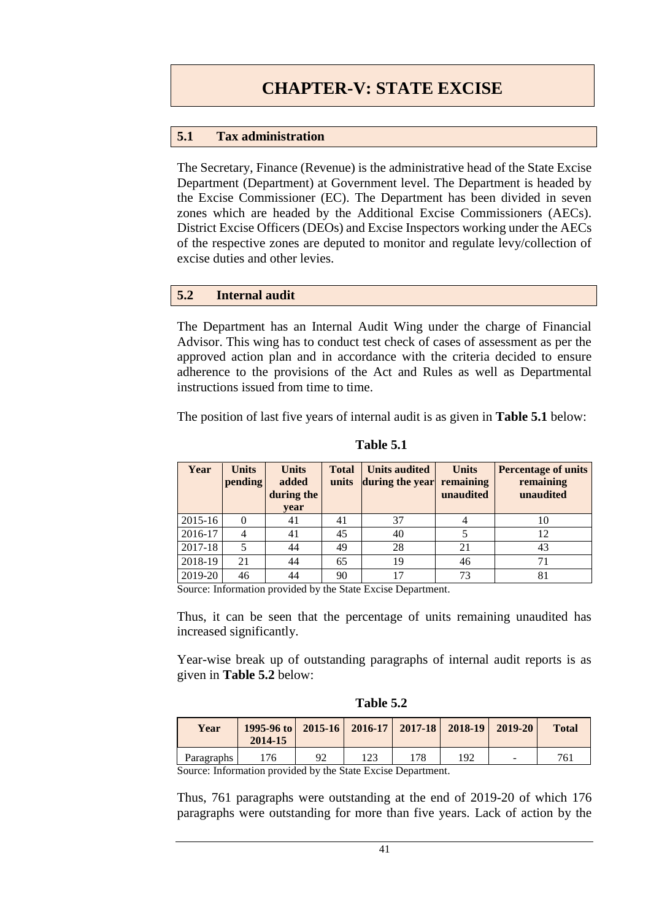# CHAPTER-V: STATE EXCISE

## 5.1 Tax administration

The Secretary, Finance (Revenue) is the administrative head of the State Excise Department (Department) at Government level. The Department is headed by the Excise Commissioner (EC). The Department has been divided in seven zones which are headed by the Additional Excise Commissioners (AECs). District Excise Officers (DEOs) and Excise Inspectors working under the AECs of the respective zones are deputed to monitor and regulate levy/collection of excise duties and other levies.

## 5.2 Internal audit

The Department has an Internal Audit Wing under the charge of Financial Advisor. This wing has to conduct test check of cases of assessment as per the approved action plan and in accordance with the criteria decided to ensure adherence to the provisions of the Act and Rules as well as Departmental instructions issued from time to time.

The position of last five years of internal audit is as given in **Table 5.1** below:

**Table 5.1**

| Year | Units pending | Units added during the year | Total units | Units audited during the year | Units remaining unaudited | Percentage of units remaining unaudited |
|---|---|---|---|---|---|---|
| 2015-16 | 0 | 41 | 41 | 37 | 4 | 10 |
| 2016-17 | 4 | 41 | 45 | 40 | 5 | 12 |
| 2017-18 | 5 | 44 | 49 | 28 | 21 | 43 |
| 2018-19 | 21 | 44 | 65 | 19 | 46 | 71 |
| 2019-20 | 46 | 44 | 90 | 17 | 73 | 81 |

Source: Information provided by the State Excise Department.

Thus, it can be seen that the percentage of units remaining unaudited has increased significantly.

Year-wise break up of outstanding paragraphs of internal audit reports is as given in **Table 5.2** below:

**Table 5.2**

| Year | 1995-96 to 2014-15 | 2015-16 | 2016-17 | 2017-18 | 2018-19 | 2019-20 | Total |
|---|---|---|---|---|---|---|---|
| Paragraphs | 176 | 92 | 123 | 178 | 192 | - | 761 |

Source: Information provided by the State Excise Department.

Thus, 761 paragraphs were outstanding at the end of 2019-20 of which 176 paragraphs were outstanding for more than five years. Lack of action by the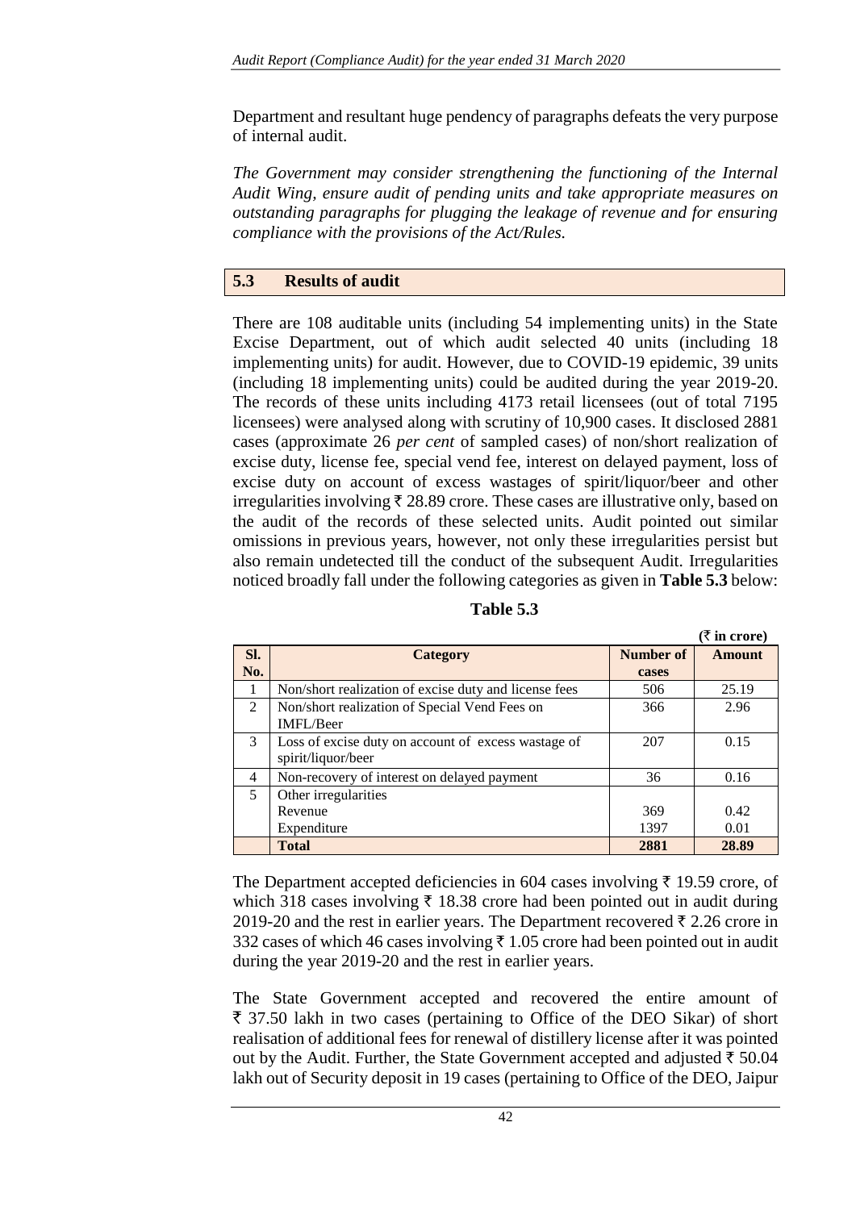Department and resultant huge pendency of paragraphs defeats the very purpose of internal audit.

*The Government may consider strengthening the functioning of the Internal Audit Wing, ensure audit of pending units and take appropriate measures on outstanding paragraphs for plugging the leakage of revenue and for ensuring compliance with the provisions of the Act/Rules.*

## 5.3 Results of audit

There are 108 auditable units (including 54 implementing units) in the State Excise Department, out of which audit selected 40 units (including 18 implementing units) for audit. However, due to COVID-19 epidemic, 39 units (including 18 implementing units) could be audited during the year 2019-20. The records of these units including 4173 retail licensees (out of total 7195 licensees) were analysed along with scrutiny of 10,900 cases. It disclosed 2881 cases (approximate 26 *per cent* of sampled cases) of non/short realization of excise duty, license fee, special vend fee, interest on delayed payment, loss of excise duty on account of excess wastages of spirit/liquor/beer and other irregularities involving ₹ 28.89 crore. These cases are illustrative only, based on the audit of the records of these selected units. Audit pointed out similar omissions in previous years, however, not only these irregularities persist but also remain undetected till the conduct of the subsequent Audit. Irregularities noticed broadly fall under the following categories as given in **Table 5.3** below:

**Table 5.3**

(₹ in crore)

| Sl. No. | Category | Number of cases | Amount |
|---|---|---|---|
| 1 | Non/short realization of excise duty and license fees | 506 | 25.19 |
| 2 | Non/short realization of Special Vend Fees on IMFL/Beer | 366 | 2.96 |
| 3 | Loss of excise duty on account of excess wastage of spirit/liquor/beer | 207 | 0.15 |
| 4 | Non-recovery of interest on delayed payment | 36 | 0.16 |
| 5 | Other irregularities | | |
| | Revenue | 369 | 0.42 |
| | Expenditure | 1397 | 0.01 |
| | **Total** | **2881** | **28.89** |

The Department accepted deficiencies in 604 cases involving ₹ 19.59 crore, of which 318 cases involving ₹ 18.38 crore had been pointed out in audit during 2019-20 and the rest in earlier years. The Department recovered ₹ 2.26 crore in 332 cases of which 46 cases involving ₹ 1.05 crore had been pointed out in audit during the year 2019-20 and the rest in earlier years.

The State Government accepted and recovered the entire amount of ₹ 37.50 lakh in two cases (pertaining to Office of the DEO Sikar) of short realisation of additional fees for renewal of distillery license after it was pointed out by the Audit. Further, the State Government accepted and adjusted ₹ 50.04 lakh out of Security deposit in 19 cases (pertaining to Office of the DEO, Jaipur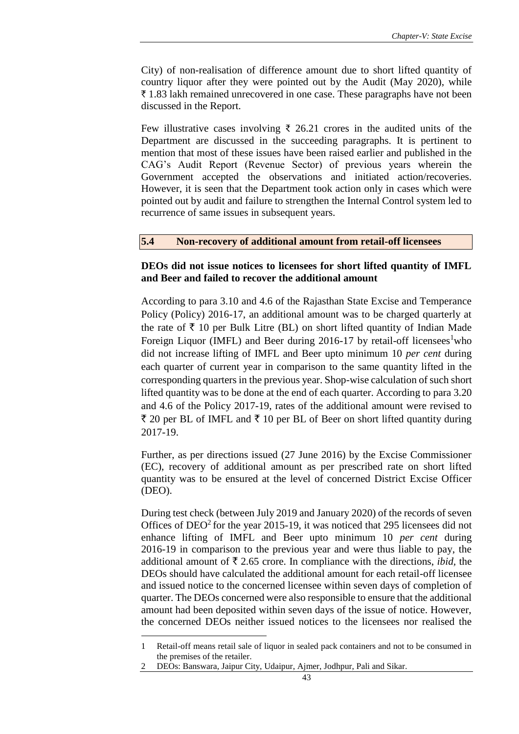City) of non-realisation of difference amount due to short lifted quantity of country liquor after they were pointed out by the Audit (May 2020), while ₹ 1.83 lakh remained unrecovered in one case. These paragraphs have not been discussed in the Report.

Few illustrative cases involving ₹ 26.21 crores in the audited units of the Department are discussed in the succeeding paragraphs. It is pertinent to mention that most of these issues have been raised earlier and published in the CAG's Audit Report (Revenue Sector) of previous years wherein the Government accepted the observations and initiated action/recoveries. However, it is seen that the Department took action only in cases which were pointed out by audit and failure to strengthen the Internal Control system led to recurrence of same issues in subsequent years.

## 5.4 Non-recovery of additional amount from retail-off licensees

**DEOs did not issue notices to licensees for short lifted quantity of IMFL and Beer and failed to recover the additional amount**

According to para 3.10 and 4.6 of the Rajasthan State Excise and Temperance Policy (Policy) 2016-17, an additional amount was to be charged quarterly at the rate of ₹ 10 per Bulk Litre (BL) on short lifted quantity of Indian Made Foreign Liquor (IMFL) and Beer during 2016-17 by retail-off licensees[1] who did not increase lifting of IMFL and Beer upto minimum 10 *per cent* during each quarter of current year in comparison to the same quantity lifted in the corresponding quarters in the previous year. Shop-wise calculation of such short lifted quantity was to be done at the end of each quarter. According to para 3.20 and 4.6 of the Policy 2017-19, rates of the additional amount were revised to ₹ 20 per BL of IMFL and ₹ 10 per BL of Beer on short lifted quantity during 2017-19.

Further, as per directions issued (27 June 2016) by the Excise Commissioner (EC), recovery of additional amount as per prescribed rate on short lifted quantity was to be ensured at the level of concerned District Excise Officer (DEO).

During test check (between July 2019 and January 2020) of the records of seven Offices of DEO[2] for the year 2015-19, it was noticed that 295 licensees did not enhance lifting of IMFL and Beer upto minimum 10 *per cent* during 2016-19 in comparison to the previous year and were thus liable to pay, the additional amount of ₹ 2.65 crore. In compliance with the directions, *ibid*, the DEOs should have calculated the additional amount for each retail-off licensee and issued notice to the concerned licensee within seven days of completion of quarter. The DEOs concerned were also responsible to ensure that the additional amount had been deposited within seven days of the issue of notice. However, the concerned DEOs neither issued notices to the licensees nor realised the

---

1 Retail-off means retail sale of liquor in sealed pack containers and not to be consumed in the premises of the retailer.

2 DEOs: Banswara, Jaipur City, Udaipur, Ajmer, Jodhpur, Pali and Sikar.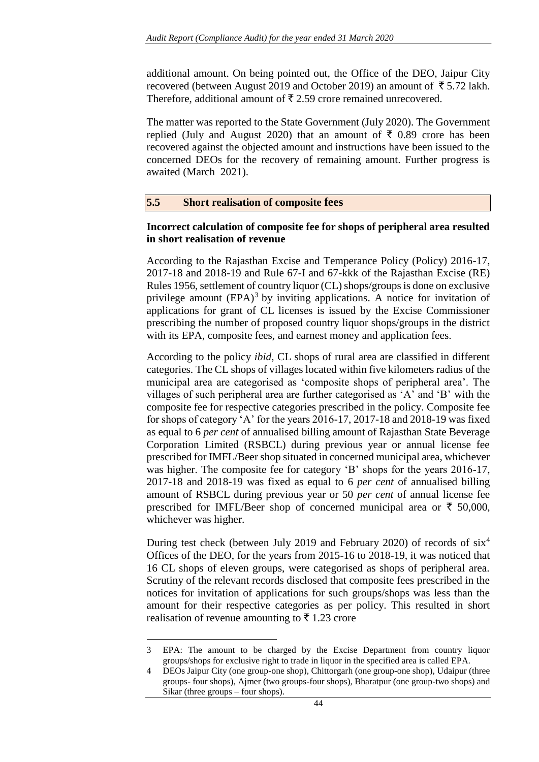additional amount. On being pointed out, the Office of the DEO, Jaipur City recovered (between August 2019 and October 2019) an amount of ₹ 5.72 lakh. Therefore, additional amount of ₹ 2.59 crore remained unrecovered.

The matter was reported to the State Government (July 2020). The Government replied (July and August 2020) that an amount of ₹ 0.89 crore has been recovered against the objected amount and instructions have been issued to the concerned DEOs for the recovery of remaining amount. Further progress is awaited (March 2021).

## 5.5 Short realisation of composite fees

**Incorrect calculation of composite fee for shops of peripheral area resulted in short realisation of revenue**

According to the Rajasthan Excise and Temperance Policy (Policy) 2016-17, 2017-18 and 2018-19 and Rule 67-I and 67-kkk of the Rajasthan Excise (RE) Rules 1956, settlement of country liquor (CL) shops/groups is done on exclusive privilege amount (EPA)[3] by inviting applications. A notice for invitation of applications for grant of CL licenses is issued by the Excise Commissioner prescribing the number of proposed country liquor shops/groups in the district with its EPA, composite fees, and earnest money and application fees.

According to the policy *ibid*, CL shops of rural area are classified in different categories. The CL shops of villages located within five kilometers radius of the municipal area are categorised as 'composite shops of peripheral area'. The villages of such peripheral area are further categorised as 'A' and 'B' with the composite fee for respective categories prescribed in the policy. Composite fee for shops of category 'A' for the years 2016-17, 2017-18 and 2018-19 was fixed as equal to 6 *per cent* of annualised billing amount of Rajasthan State Beverage Corporation Limited (RSBCL) during previous year or annual license fee prescribed for IMFL/Beer shop situated in concerned municipal area, whichever was higher. The composite fee for category 'B' shops for the years 2016-17, 2017-18 and 2018-19 was fixed as equal to 6 *per cent* of annualised billing amount of RSBCL during previous year or 50 *per cent* of annual license fee prescribed for IMFL/Beer shop of concerned municipal area or ₹ 50,000, whichever was higher.

During test check (between July 2019 and February 2020) of records of six[4] Offices of the DEO, for the years from 2015-16 to 2018-19, it was noticed that 16 CL shops of eleven groups, were categorised as shops of peripheral area. Scrutiny of the relevant records disclosed that composite fees prescribed in the notices for invitation of applications for such groups/shops was less than the amount for their respective categories as per policy. This resulted in short realisation of revenue amounting to ₹ 1.23 crore

---

3 EPA: The amount to be charged by the Excise Department from country liquor groups/shops for exclusive right to trade in liquor in the specified area is called EPA.

4 DEOs Jaipur City (one group-one shop), Chittorgarh (one group-one shop), Udaipur (three groups- four shops), Ajmer (two groups-four shops), Bharatpur (one group-two shops) and Sikar (three groups – four shops).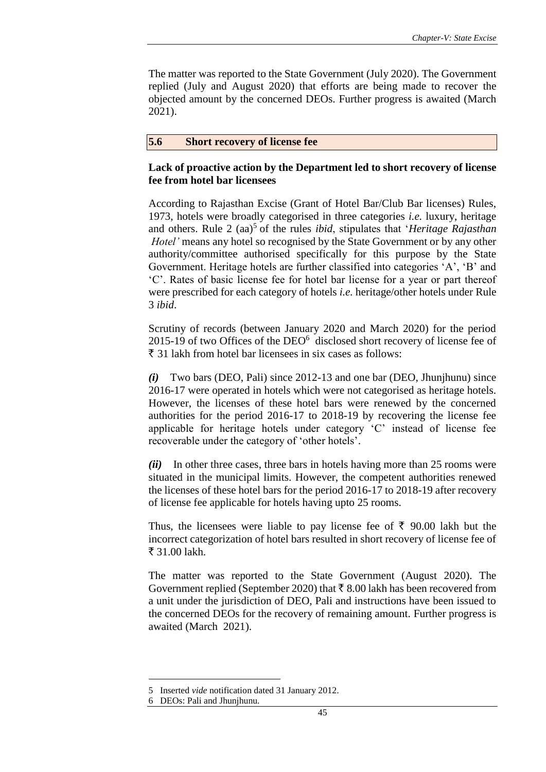The matter was reported to the State Government (July 2020). The Government replied (July and August 2020) that efforts are being made to recover the objected amount by the concerned DEOs. Further progress is awaited (March 2021).

## 5.6 Short recovery of license fee

**Lack of proactive action by the Department led to short recovery of license fee from hotel bar licensees**

According to Rajasthan Excise (Grant of Hotel Bar/Club Bar licenses) Rules, 1973, hotels were broadly categorised in three categories *i.e.* luxury, heritage and others. Rule 2 (aa)[5] of the rules *ibid*, stipulates that '*Heritage Rajasthan Hotel'* means any hotel so recognised by the State Government or by any other authority/committee authorised specifically for this purpose by the State Government. Heritage hotels are further classified into categories 'A', 'B' and 'C'. Rates of basic license fee for hotel bar license for a year or part thereof were prescribed for each category of hotels *i.e.* heritage/other hotels under Rule 3 *ibid*.

Scrutiny of records (between January 2020 and March 2020) for the period 2015-19 of two Offices of the DEO[6] disclosed short recovery of license fee of ₹ 31 lakh from hotel bar licensees in six cases as follows:

***(i)*** Two bars (DEO, Pali) since 2012-13 and one bar (DEO, Jhunjhunu) since 2016-17 were operated in hotels which were not categorised as heritage hotels. However, the licenses of these hotel bars were renewed by the concerned authorities for the period 2016-17 to 2018-19 by recovering the license fee applicable for heritage hotels under category 'C' instead of license fee recoverable under the category of 'other hotels'.

***(ii)*** In other three cases, three bars in hotels having more than 25 rooms were situated in the municipal limits. However, the competent authorities renewed the licenses of these hotel bars for the period 2016-17 to 2018-19 after recovery of license fee applicable for hotels having upto 25 rooms.

Thus, the licensees were liable to pay license fee of ₹ 90.00 lakh but the incorrect categorization of hotel bars resulted in short recovery of license fee of ₹ 31.00 lakh.

The matter was reported to the State Government (August 2020). The Government replied (September 2020) that ₹ 8.00 lakh has been recovered from a unit under the jurisdiction of DEO, Pali and instructions have been issued to the concerned DEOs for the recovery of remaining amount. Further progress is awaited (March 2021).

---

5 Inserted *vide* notification dated 31 January 2012.

6 DEOs: Pali and Jhunjhunu.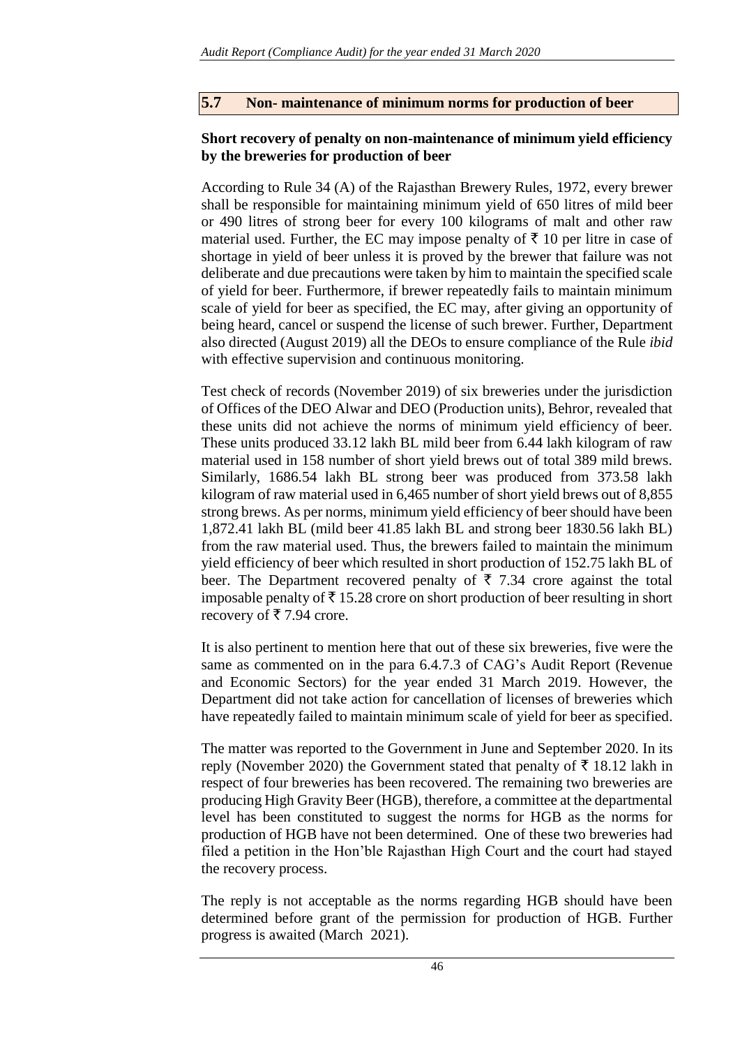## 5.7 Non- maintenance of minimum norms for production of beer

**Short recovery of penalty on non-maintenance of minimum yield efficiency by the breweries for production of beer**

According to Rule 34 (A) of the Rajasthan Brewery Rules, 1972, every brewer shall be responsible for maintaining minimum yield of 650 litres of mild beer or 490 litres of strong beer for every 100 kilograms of malt and other raw material used. Further, the EC may impose penalty of ₹ 10 per litre in case of shortage in yield of beer unless it is proved by the brewer that failure was not deliberate and due precautions were taken by him to maintain the specified scale of yield for beer. Furthermore, if brewer repeatedly fails to maintain minimum scale of yield for beer as specified, the EC may, after giving an opportunity of being heard, cancel or suspend the license of such brewer. Further, Department also directed (August 2019) all the DEOs to ensure compliance of the Rule *ibid* with effective supervision and continuous monitoring.

Test check of records (November 2019) of six breweries under the jurisdiction of Offices of the DEO Alwar and DEO (Production units), Behror, revealed that these units did not achieve the norms of minimum yield efficiency of beer. These units produced 33.12 lakh BL mild beer from 6.44 lakh kilogram of raw material used in 158 number of short yield brews out of total 389 mild brews. Similarly, 1686.54 lakh BL strong beer was produced from 373.58 lakh kilogram of raw material used in 6,465 number of short yield brews out of 8,855 strong brews. As per norms, minimum yield efficiency of beer should have been 1,872.41 lakh BL (mild beer 41.85 lakh BL and strong beer 1830.56 lakh BL) from the raw material used. Thus, the brewers failed to maintain the minimum yield efficiency of beer which resulted in short production of 152.75 lakh BL of beer. The Department recovered penalty of ₹ 7.34 crore against the total imposable penalty of ₹ 15.28 crore on short production of beer resulting in short recovery of ₹ 7.94 crore.

It is also pertinent to mention here that out of these six breweries, five were the same as commented on in the para 6.4.7.3 of CAG's Audit Report (Revenue and Economic Sectors) for the year ended 31 March 2019. However, the Department did not take action for cancellation of licenses of breweries which have repeatedly failed to maintain minimum scale of yield for beer as specified.

The matter was reported to the Government in June and September 2020. In its reply (November 2020) the Government stated that penalty of ₹ 18.12 lakh in respect of four breweries has been recovered. The remaining two breweries are producing High Gravity Beer (HGB), therefore, a committee at the departmental level has been constituted to suggest the norms for HGB as the norms for production of HGB have not been determined. One of these two breweries had filed a petition in the Hon'ble Rajasthan High Court and the court had stayed the recovery process.

The reply is not acceptable as the norms regarding HGB should have been determined before grant of the permission for production of HGB. Further progress is awaited (March 2021).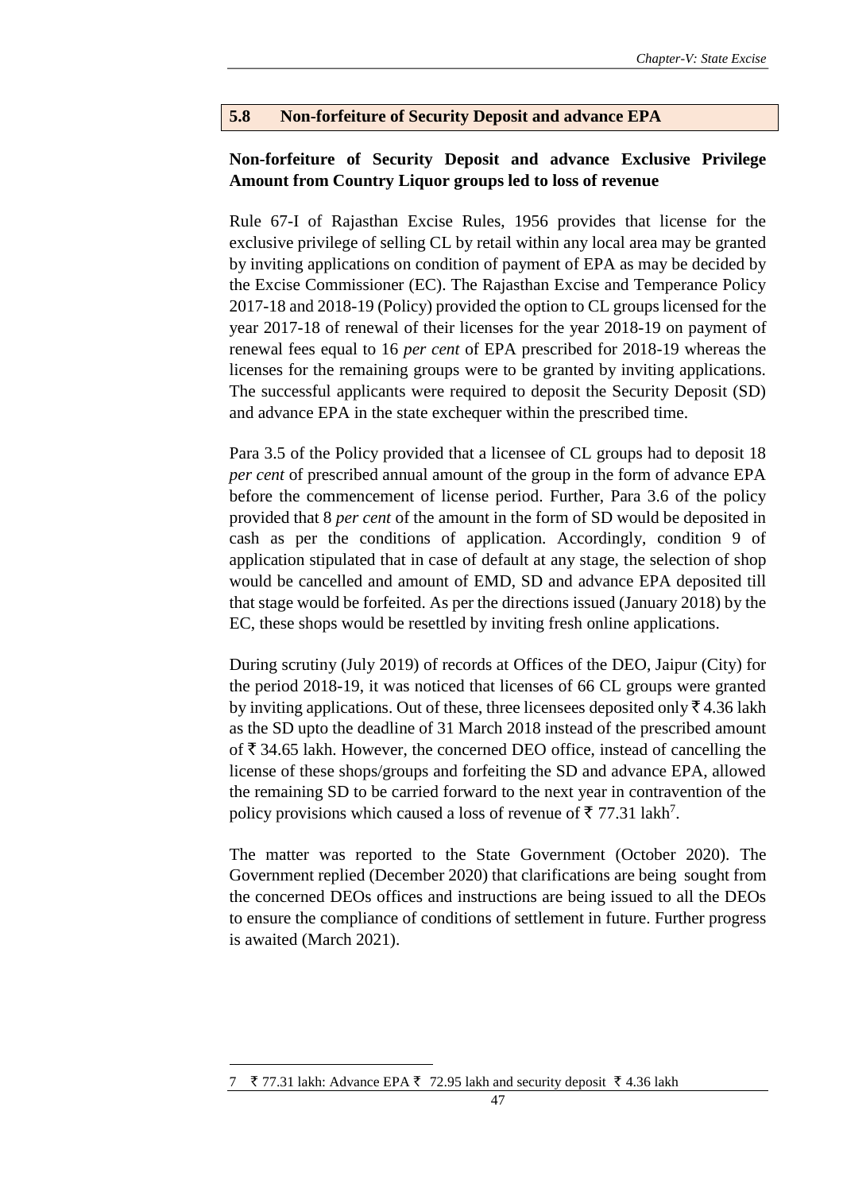## 5.8 Non-forfeiture of Security Deposit and advance EPA

**Non-forfeiture of Security Deposit and advance Exclusive Privilege Amount from Country Liquor groups led to loss of revenue**

Rule 67-I of Rajasthan Excise Rules, 1956 provides that license for the exclusive privilege of selling CL by retail within any local area may be granted by inviting applications on condition of payment of EPA as may be decided by the Excise Commissioner (EC). The Rajasthan Excise and Temperance Policy 2017-18 and 2018-19 (Policy) provided the option to CL groups licensed for the year 2017-18 of renewal of their licenses for the year 2018-19 on payment of renewal fees equal to 16 *per cent* of EPA prescribed for 2018-19 whereas the licenses for the remaining groups were to be granted by inviting applications. The successful applicants were required to deposit the Security Deposit (SD) and advance EPA in the state exchequer within the prescribed time.

Para 3.5 of the Policy provided that a licensee of CL groups had to deposit 18 *per cent* of prescribed annual amount of the group in the form of advance EPA before the commencement of license period. Further, Para 3.6 of the policy provided that 8 *per cent* of the amount in the form of SD would be deposited in cash as per the conditions of application. Accordingly, condition 9 of application stipulated that in case of default at any stage, the selection of shop would be cancelled and amount of EMD, SD and advance EPA deposited till that stage would be forfeited. As per the directions issued (January 2018) by the EC, these shops would be resettled by inviting fresh online applications.

During scrutiny (July 2019) of records at Offices of the DEO, Jaipur (City) for the period 2018-19, it was noticed that licenses of 66 CL groups were granted by inviting applications. Out of these, three licensees deposited only ₹ 4.36 lakh as the SD upto the deadline of 31 March 2018 instead of the prescribed amount of ₹ 34.65 lakh. However, the concerned DEO office, instead of cancelling the license of these shops/groups and forfeiting the SD and advance EPA, allowed the remaining SD to be carried forward to the next year in contravention of the policy provisions which caused a loss of revenue of ₹ 77.31 lakh[7].

The matter was reported to the State Government (October 2020). The Government replied (December 2020) that clarifications are being sought from the concerned DEOs offices and instructions are being issued to all the DEOs to ensure the compliance of conditions of settlement in future. Further progress is awaited (March 2021).

---

7 ₹ 77.31 lakh: Advance EPA ₹ 72.95 lakh and security deposit ₹ 4.36 lakh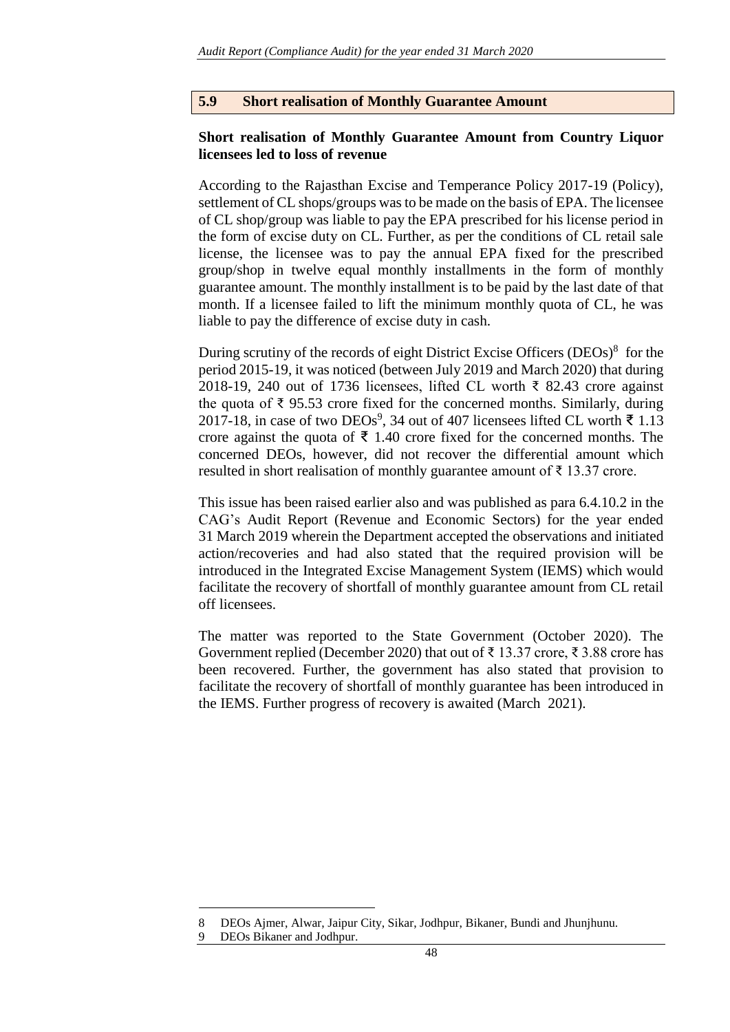## 5.9 Short realisation of Monthly Guarantee Amount

**Short realisation of Monthly Guarantee Amount from Country Liquor licensees led to loss of revenue**

According to the Rajasthan Excise and Temperance Policy 2017-19 (Policy), settlement of CL shops/groups was to be made on the basis of EPA. The licensee of CL shop/group was liable to pay the EPA prescribed for his license period in the form of excise duty on CL. Further, as per the conditions of CL retail sale license, the licensee was to pay the annual EPA fixed for the prescribed group/shop in twelve equal monthly installments in the form of monthly guarantee amount. The monthly installment is to be paid by the last date of that month. If a licensee failed to lift the minimum monthly quota of CL, he was liable to pay the difference of excise duty in cash.

During scrutiny of the records of eight District Excise Officers (DEOs)[8] for the period 2015-19, it was noticed (between July 2019 and March 2020) that during 2018-19, 240 out of 1736 licensees, lifted CL worth ₹ 82.43 crore against the quota of ₹ 95.53 crore fixed for the concerned months. Similarly, during 2017-18, in case of two DEOs[9], 34 out of 407 licensees lifted CL worth ₹ 1.13 crore against the quota of ₹ 1.40 crore fixed for the concerned months. The concerned DEOs, however, did not recover the differential amount which resulted in short realisation of monthly guarantee amount of ₹ 13.37 crore.

This issue has been raised earlier also and was published as para 6.4.10.2 in the CAG's Audit Report (Revenue and Economic Sectors) for the year ended 31 March 2019 wherein the Department accepted the observations and initiated action/recoveries and had also stated that the required provision will be introduced in the Integrated Excise Management System (IEMS) which would facilitate the recovery of shortfall of monthly guarantee amount from CL retail off licensees.

The matter was reported to the State Government (October 2020). The Government replied (December 2020) that out of ₹ 13.37 crore, ₹ 3.88 crore has been recovered. Further, the government has also stated that provision to facilitate the recovery of shortfall of monthly guarantee has been introduced in the IEMS. Further progress of recovery is awaited (March 2021).

---

8 DEOs Ajmer, Alwar, Jaipur City, Sikar, Jodhpur, Bikaner, Bundi and Jhunjhunu.

9 DEOs Bikaner and Jodhpur.